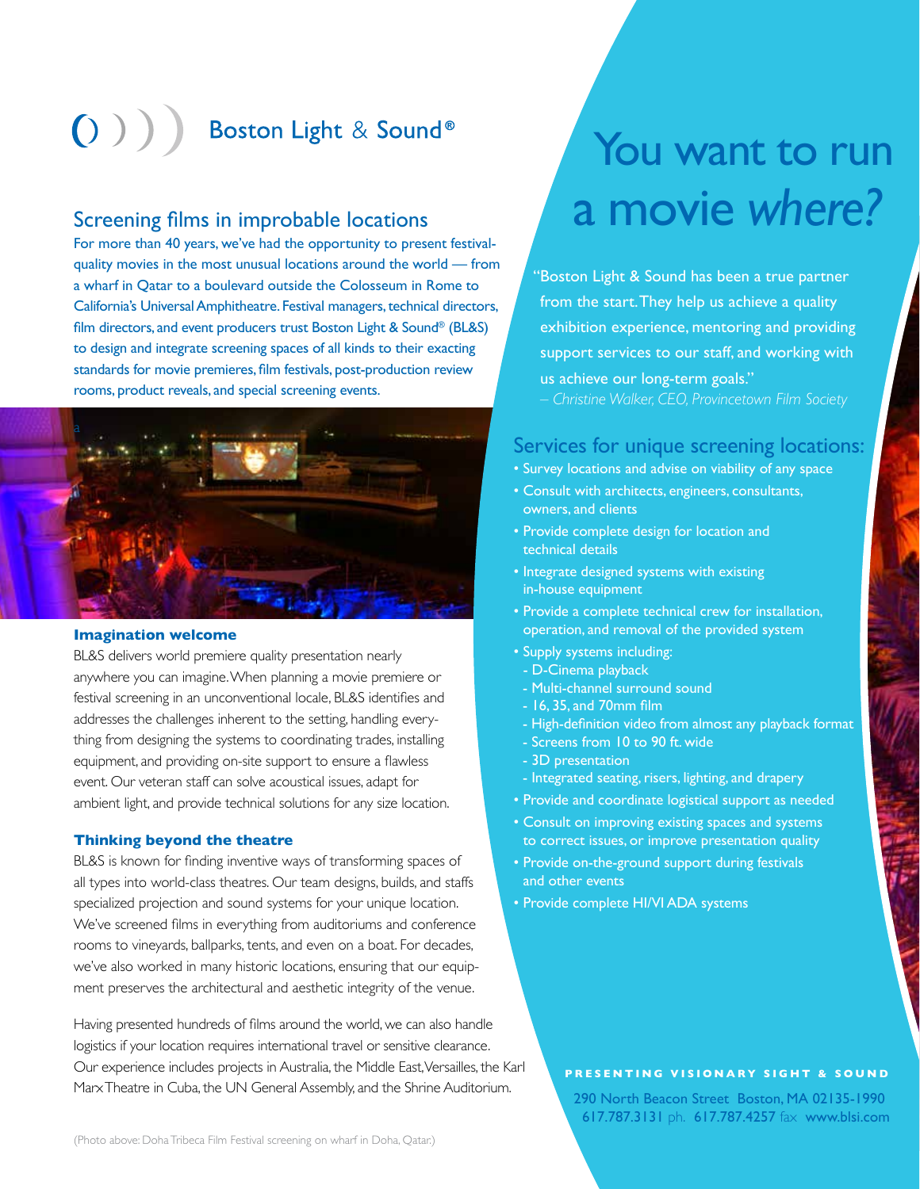# Boston Light & Sound®

## Screening films in improbable locations

For more than 40 years, we've had the opportunity to present festival-quality movies in the most unusual locations around the world — from a wharf in Qatar to a boulevard outside the Colosseum in Rome to California's Universal Amphitheatre. Festival managers, technical directors, film directors, and event producers trust Boston Light & Sound® (BL&S) to design and integrate screening spaces of all kinds to their exacting standards for movie premieres, film festivals, post-production review rooms, product reveals, and special screening events.

### Imagination welcome

BL&S delivers world premiere quality presentation nearly anywhere you can imagine. When planning a movie premiere or festival screening in an unconventional locale, BL&S identifies and addresses the challenges inherent to the setting, handling everything from designing the systems to coordinating trades, installing equipment, and providing on-site support to ensure a flawless event. Our veteran staff can solve acoustical issues, adapt for ambient light, and provide technical solutions for any size location.

### Thinking beyond the theatre

BL&S is known for finding inventive ways of transforming spaces of all types into world-class theatres. Our team designs, builds, and staffs specialized projection and sound systems for your unique location. We've screened films in everything from auditoriums and conference rooms to vineyards, ballparks, tents, and even on a boat. For decades, we've also worked in many historic locations, ensuring that our equipment preserves the architectural and aesthetic integrity of the venue.

Having presented hundreds of films around the world, we can also handle logistics if your location requires international travel or sensitive clearance. Our experience includes projects in Australia, the Middle East, Versailles, the Karl Marx Theatre in Cuba, the UN General Assembly, and the Shrine Auditorium.

(Photo above: Doha Tribeca Film Festival screening on wharf in Doha, Qatar.)

# You want to run a movie *where?*

"Boston Light & Sound has been a true partner from the start. They help us achieve a quality exhibition experience, mentoring and providing support services to our staff, and working with us achieve our long-term goals."
*– Christine Walker, CEO, Provincetown Film Society*

## Services for unique screening locations:

- Survey locations and advise on viability of any space
- Consult with architects, engineers, consultants, owners, and clients
- Provide complete design for location and technical details
- Integrate designed systems with existing in-house equipment
- Provide a complete technical crew for installation, operation, and removal of the provided system
- Supply systems including:
  - D-Cinema playback
  - Multi-channel surround sound
  - 16, 35, and 70mm film
  - High-definition video from almost any playback format
  - Screens from 10 to 90 ft. wide
  - 3D presentation
  - Integrated seating, risers, lighting, and drapery
- Provide and coordinate logistical support as needed
- Consult on improving existing spaces and systems to correct issues, or improve presentation quality
- Provide on-the-ground support during festivals and other events
- Provide complete HI/VI ADA systems

**PRESENTING VISIONARY SIGHT & SOUND**

290 North Beacon Street Boston, MA 02135-1990
617.787.3131 ph. 617.787.4257 fax www.blsi.com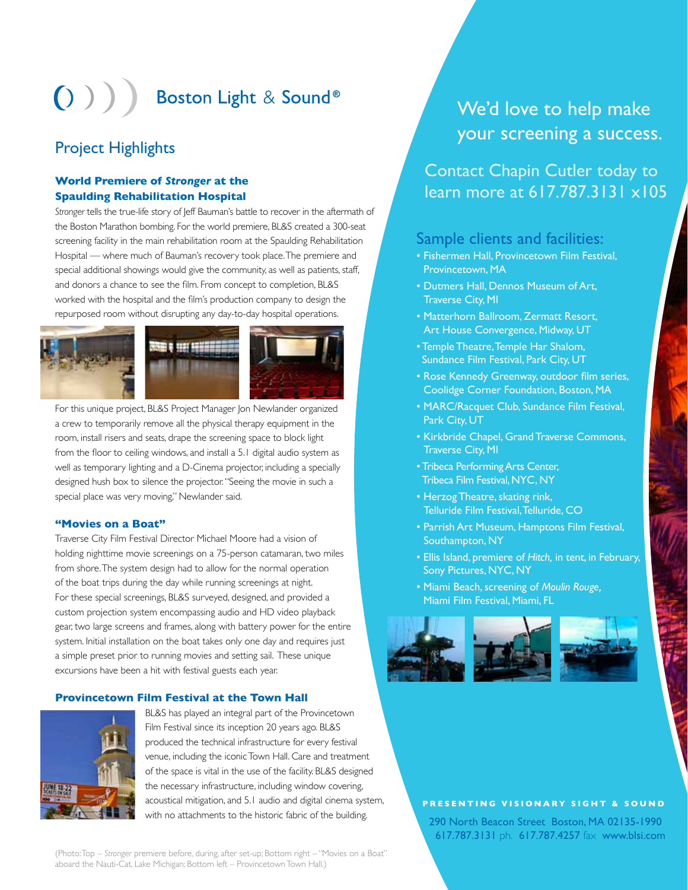# Boston Light & Sound®

## Project Highlights

### World Premiere of *Stronger* at the Spaulding Rehabilitation Hospital

*Stronger* tells the true-life story of Jeff Bauman's battle to recover in the aftermath of the Boston Marathon bombing. For the world premiere, BL&S created a 300-seat screening facility in the main rehabilitation room at the Spaulding Rehabilitation Hospital — where much of Bauman's recovery took place. The premiere and special additional showings would give the community, as well as patients, staff, and donors a chance to see the film. From concept to completion, BL&S worked with the hospital and the film's production company to design the repurposed room without disrupting any day-to-day hospital operations.

For this unique project, BL&S Project Manager Jon Newlander organized a crew to temporarily remove all the physical therapy equipment in the room, install risers and seats, drape the screening space to block light from the floor to ceiling windows, and install a 5.1 digital audio system as well as temporary lighting and a D-Cinema projector, including a specially designed hush box to silence the projector. "Seeing the movie in such a special place was very moving," Newlander said.

### "Movies on a Boat"

Traverse City Film Festival Director Michael Moore had a vision of holding nighttime movie screenings on a 75-person catamaran, two miles from shore. The system design had to allow for the normal operation of the boat trips during the day while running screenings at night. For these special screenings, BL&S surveyed, designed, and provided a custom projection system encompassing audio and HD video playback gear, two large screens and frames, along with battery power for the entire system. Initial installation on the boat takes only one day and requires just a simple preset prior to running movies and setting sail. These unique excursions have been a hit with festival guests each year.

### Provincetown Film Festival at the Town Hall

BL&S has played an integral part of the Provincetown Film Festival since its inception 20 years ago. BL&S produced the technical infrastructure for every festival venue, including the iconic Town Hall. Care and treatment of the space is vital in the use of the facility. BL&S designed the necessary infrastructure, including window covering, acoustical mitigation, and 5.1 audio and digital cinema system, with no attachments to the historic fabric of the building.

(Photo: Top – *Stronger* premiere before, during, after set-up; Bottom right – "Movies on a Boat" aboard the Nauti-Cat, Lake Michigan; Bottom left – Provincetown Town Hall.)

## We'd love to help make your screening a success.

Contact Chapin Cutler today to learn more at 617.787.3131 x105

### Sample clients and facilities:

- Fishermen Hall, Provincetown Film Festival, Provincetown, MA
- Dutmers Hall, Dennos Museum of Art, Traverse City, MI
- Matterhorn Ballroom, Zermatt Resort, Art House Convergence, Midway, UT
- Temple Theatre, Temple Har Shalom, Sundance Film Festival, Park City, UT
- Rose Kennedy Greenway, outdoor film series, Coolidge Corner Foundation, Boston, MA
- MARC/Racquet Club, Sundance Film Festival, Park City, UT
- Kirkbride Chapel, Grand Traverse Commons, Traverse City, MI
- Tribeca Performing Arts Center, Tribeca Film Festival, NYC, NY
- Herzog Theatre, skating rink, Telluride Film Festival, Telluride, CO
- Parrish Art Museum, Hamptons Film Festival, Southampton, NY
- Ellis Island, premiere of *Hitch,* in tent, in February, Sony Pictures, NYC, NY
- Miami Beach, screening of *Moulin Rouge,* Miami Film Festival, Miami, FL

**PRESENTING VISIONARY SIGHT & SOUND**

290 North Beacon Street Boston, MA 02135-1990
617.787.3131 ph. 617.787.4257 fax www.blsi.com